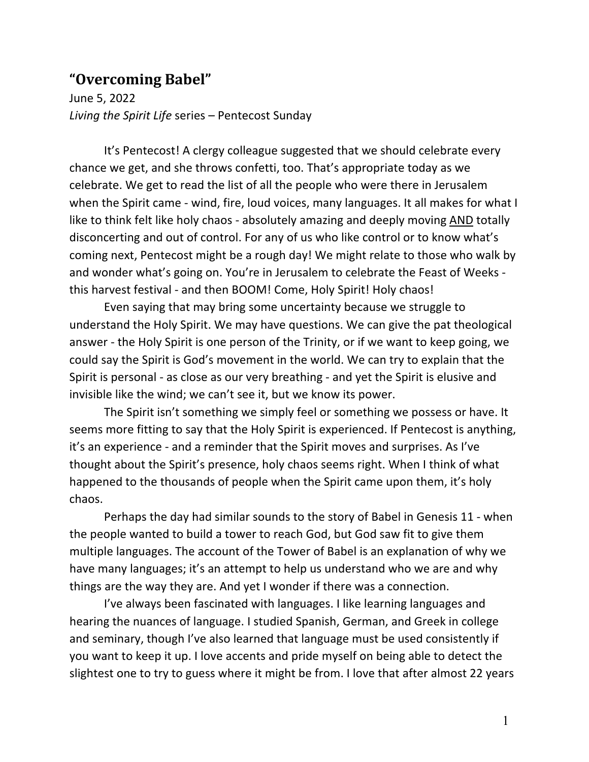## “Overcoming Babel”

June 5, 2022

*Living the Spirit Life* series – Pentecost Sunday

It’s Pentecost! A clergy colleague suggested that we should celebrate every chance we get, and she throws confetti, too. That’s appropriate today as we celebrate. We get to read the list of all the people who were there in Jerusalem when the Spirit came - wind, fire, loud voices, many languages. It all makes for what I like to think felt like holy chaos - absolutely amazing and deeply moving <u>AND</u> totally disconcerting and out of control. For any of us who like control or to know what’s coming next, Pentecost might be a rough day! We might relate to those who walk by and wonder what’s going on. You’re in Jerusalem to celebrate the Feast of Weeks - this harvest festival - and then BOOM! Come, Holy Spirit! Holy chaos!

Even saying that may bring some uncertainty because we struggle to understand the Holy Spirit. We may have questions. We can give the pat theological answer - the Holy Spirit is one person of the Trinity, or if we want to keep going, we could say the Spirit is God’s movement in the world. We can try to explain that the Spirit is personal - as close as our very breathing - and yet the Spirit is elusive and invisible like the wind; we can’t see it, but we know its power.

The Spirit isn’t something we simply feel or something we possess or have. It seems more fitting to say that the Holy Spirit is experienced. If Pentecost is anything, it’s an experience - and a reminder that the Spirit moves and surprises. As I’ve thought about the Spirit’s presence, holy chaos seems right. When I think of what happened to the thousands of people when the Spirit came upon them, it’s holy chaos.

Perhaps the day had similar sounds to the story of Babel in Genesis 11 - when the people wanted to build a tower to reach God, but God saw fit to give them multiple languages. The account of the Tower of Babel is an explanation of why we have many languages; it’s an attempt to help us understand who we are and why things are the way they are. And yet I wonder if there was a connection.

I’ve always been fascinated with languages. I like learning languages and hearing the nuances of language. I studied Spanish, German, and Greek in college and seminary, though I’ve also learned that language must be used consistently if you want to keep it up. I love accents and pride myself on being able to detect the slightest one to try to guess where it might be from. I love that after almost 22 years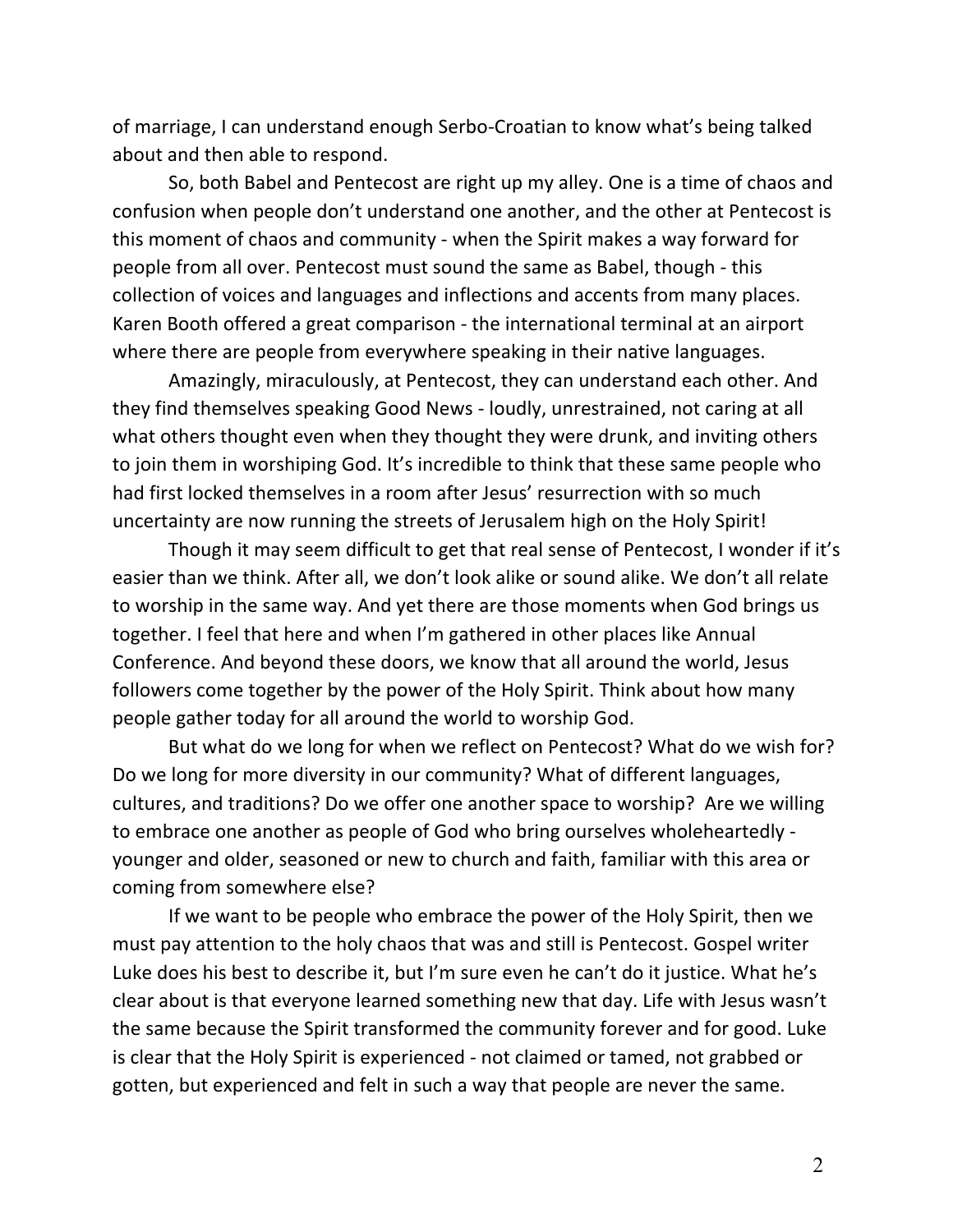of marriage, I can understand enough Serbo-Croatian to know what's being talked about and then able to respond.

So, both Babel and Pentecost are right up my alley. One is a time of chaos and confusion when people don't understand one another, and the other at Pentecost is this moment of chaos and community - when the Spirit makes a way forward for people from all over. Pentecost must sound the same as Babel, though - this collection of voices and languages and inflections and accents from many places. Karen Booth offered a great comparison - the international terminal at an airport where there are people from everywhere speaking in their native languages.

Amazingly, miraculously, at Pentecost, they can understand each other. And they find themselves speaking Good News - loudly, unrestrained, not caring at all what others thought even when they thought they were drunk, and inviting others to join them in worshiping God. It's incredible to think that these same people who had first locked themselves in a room after Jesus' resurrection with so much uncertainty are now running the streets of Jerusalem high on the Holy Spirit!

Though it may seem difficult to get that real sense of Pentecost, I wonder if it's easier than we think. After all, we don't look alike or sound alike. We don't all relate to worship in the same way. And yet there are those moments when God brings us together. I feel that here and when I'm gathered in other places like Annual Conference. And beyond these doors, we know that all around the world, Jesus followers come together by the power of the Holy Spirit. Think about how many people gather today for all around the world to worship God.

But what do we long for when we reflect on Pentecost? What do we wish for? Do we long for more diversity in our community? What of different languages, cultures, and traditions? Do we offer one another space to worship? Are we willing to embrace one another as people of God who bring ourselves wholeheartedly - younger and older, seasoned or new to church and faith, familiar with this area or coming from somewhere else?

If we want to be people who embrace the power of the Holy Spirit, then we must pay attention to the holy chaos that was and still is Pentecost. Gospel writer Luke does his best to describe it, but I'm sure even he can't do it justice. What he's clear about is that everyone learned something new that day. Life with Jesus wasn't the same because the Spirit transformed the community forever and for good. Luke is clear that the Holy Spirit is experienced - not claimed or tamed, not grabbed or gotten, but experienced and felt in such a way that people are never the same.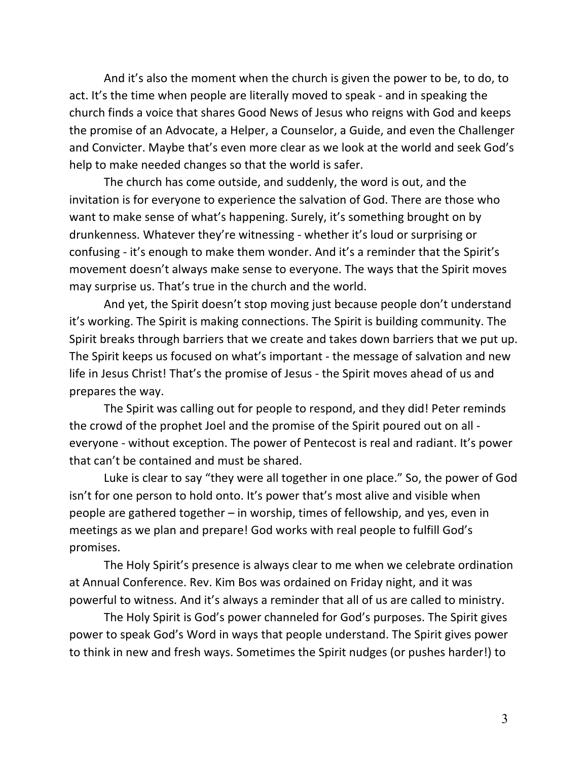And it's also the moment when the church is given the power to be, to do, to act. It's the time when people are literally moved to speak - and in speaking the church finds a voice that shares Good News of Jesus who reigns with God and keeps the promise of an Advocate, a Helper, a Counselor, a Guide, and even the Challenger and Convicter. Maybe that's even more clear as we look at the world and seek God's help to make needed changes so that the world is safer.

The church has come outside, and suddenly, the word is out, and the invitation is for everyone to experience the salvation of God. There are those who want to make sense of what's happening. Surely, it's something brought on by drunkenness. Whatever they're witnessing - whether it's loud or surprising or confusing - it's enough to make them wonder. And it's a reminder that the Spirit's movement doesn't always make sense to everyone. The ways that the Spirit moves may surprise us. That's true in the church and the world.

And yet, the Spirit doesn't stop moving just because people don't understand it's working. The Spirit is making connections. The Spirit is building community. The Spirit breaks through barriers that we create and takes down barriers that we put up. The Spirit keeps us focused on what's important - the message of salvation and new life in Jesus Christ! That's the promise of Jesus - the Spirit moves ahead of us and prepares the way.

The Spirit was calling out for people to respond, and they did! Peter reminds the crowd of the prophet Joel and the promise of the Spirit poured out on all - everyone - without exception. The power of Pentecost is real and radiant. It's power that can't be contained and must be shared.

Luke is clear to say "they were all together in one place." So, the power of God isn't for one person to hold onto. It's power that's most alive and visible when people are gathered together – in worship, times of fellowship, and yes, even in meetings as we plan and prepare! God works with real people to fulfill God's promises.

The Holy Spirit's presence is always clear to me when we celebrate ordination at Annual Conference. Rev. Kim Bos was ordained on Friday night, and it was powerful to witness. And it's always a reminder that all of us are called to ministry.

The Holy Spirit is God's power channeled for God's purposes. The Spirit gives power to speak God's Word in ways that people understand. The Spirit gives power to think in new and fresh ways. Sometimes the Spirit nudges (or pushes harder!) to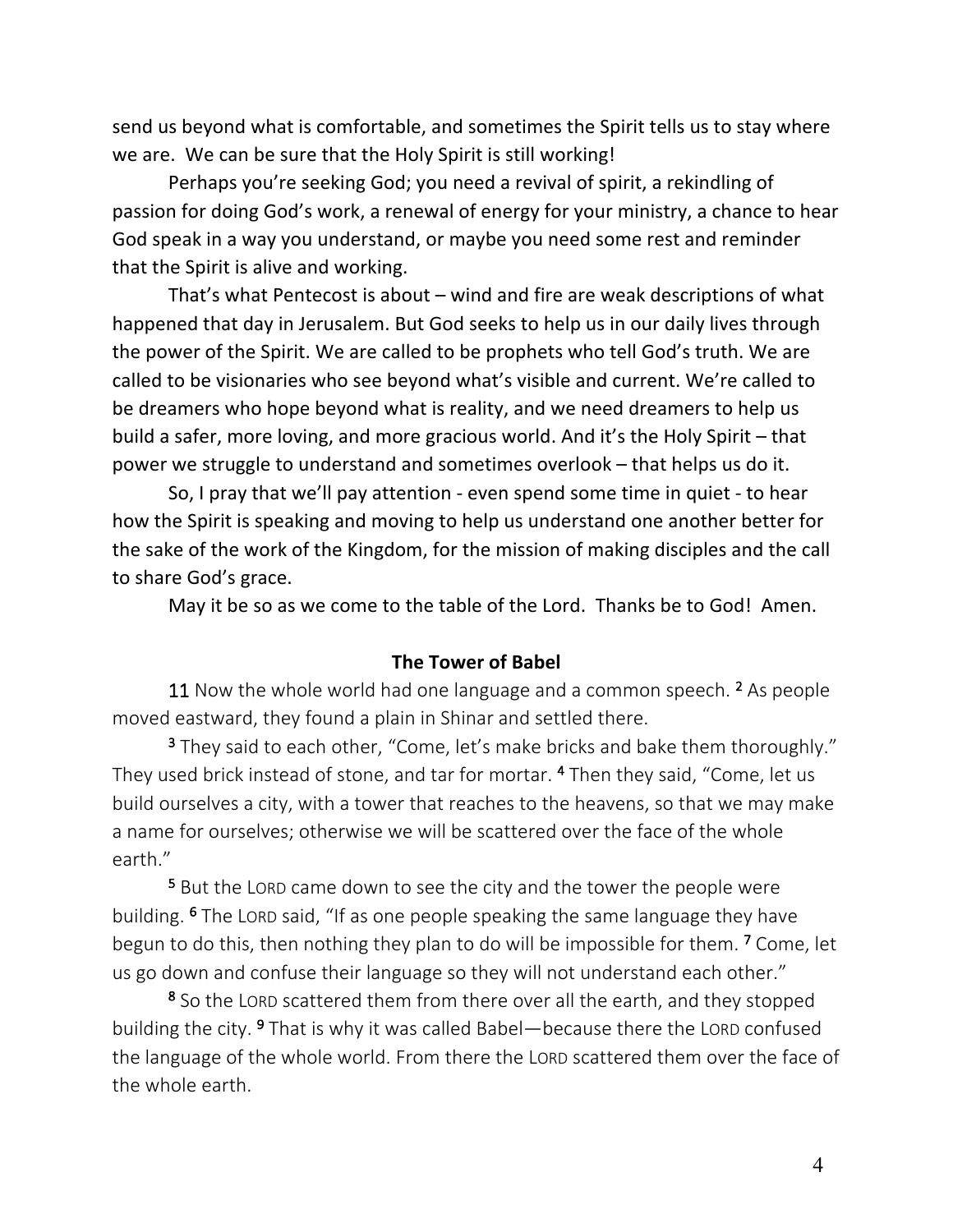send us beyond what is comfortable, and sometimes the Spirit tells us to stay where we are. We can be sure that the Holy Spirit is still working!

Perhaps you're seeking God; you need a revival of spirit, a rekindling of passion for doing God's work, a renewal of energy for your ministry, a chance to hear God speak in a way you understand, or maybe you need some rest and reminder that the Spirit is alive and working.

That's what Pentecost is about – wind and fire are weak descriptions of what happened that day in Jerusalem. But God seeks to help us in our daily lives through the power of the Spirit. We are called to be prophets who tell God's truth. We are called to be visionaries who see beyond what's visible and current. We're called to be dreamers who hope beyond what is reality, and we need dreamers to help us build a safer, more loving, and more gracious world. And it's the Holy Spirit – that power we struggle to understand and sometimes overlook – that helps us do it.

So, I pray that we'll pay attention - even spend some time in quiet - to hear how the Spirit is speaking and moving to help us understand one another better for the sake of the work of the Kingdom, for the mission of making disciples and the call to share God's grace.

May it be so as we come to the table of the Lord. Thanks be to God! Amen.

**The Tower of Babel**

11 Now the whole world had one language and a common speech. [2] As people moved eastward, they found a plain in Shinar and settled there.

[3] They said to each other, "Come, let's make bricks and bake them thoroughly." They used brick instead of stone, and tar for mortar. [4] Then they said, "Come, let us build ourselves a city, with a tower that reaches to the heavens, so that we may make a name for ourselves; otherwise we will be scattered over the face of the whole earth."

[5] But the LORD came down to see the city and the tower the people were building. [6] The LORD said, "If as one people speaking the same language they have begun to do this, then nothing they plan to do will be impossible for them. [7] Come, let us go down and confuse their language so they will not understand each other."

[8] So the LORD scattered them from there over all the earth, and they stopped building the city. [9] That is why it was called Babel—because there the LORD confused the language of the whole world. From there the LORD scattered them over the face of the whole earth.